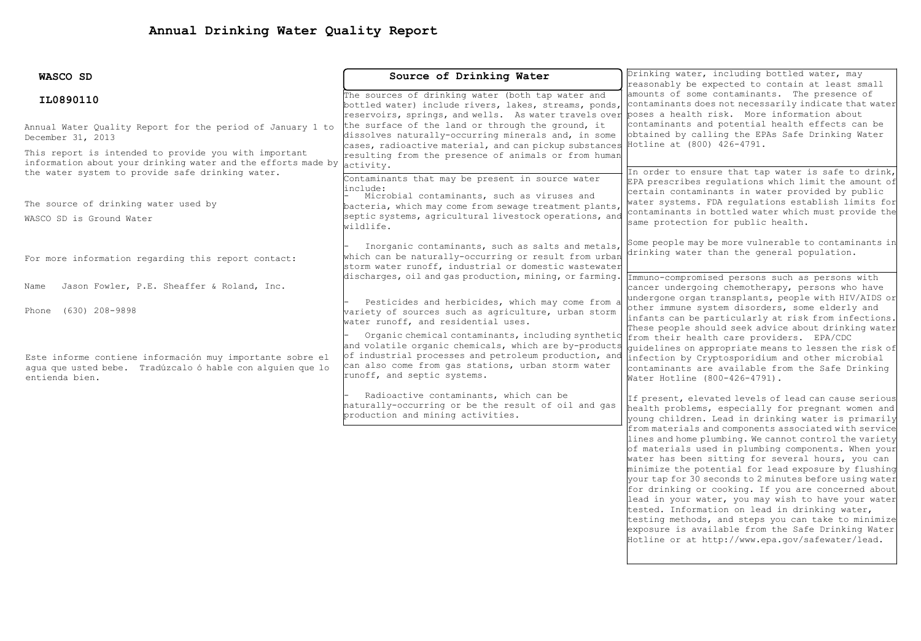# Annual Drinking Water Quality Report

**WASCO SD**

**IL0890110**

Annual Water Quality Report for the period of January 1 to December 31, 2013

This report is intended to provide you with important information about your drinking water and the efforts made by the water system to provide safe drinking water.

The source of drinking water used by

WASCO SD is Ground Water

For more information regarding this report contact:

Name Jason Fowler, P.E. Sheaffer & Roland, Inc.

Phone (630) 208-9898

Este informe contiene información muy importante sobre el agua que usted bebe. Tradúzcalo ó hable con alguien que lo entienda bien.

## Source of Drinking Water

The sources of drinking water (both tap water and bottled water) include rivers, lakes, streams, ponds, reservoirs, springs, and wells. As water travels over the surface of the land or through the ground, it dissolves naturally-occurring minerals and, in some cases, radioactive material, and can pickup substances resulting from the presence of animals or from human activity.

Contaminants that may be present in source water include:

- Microbial contaminants, such as viruses and bacteria, which may come from sewage treatment plants, septic systems, agricultural livestock operations, and wildlife.

- Inorganic contaminants, such as salts and metals, which can be naturally-occurring or result from urban storm water runoff, industrial or domestic wastewater discharges, oil and gas production, mining, or farming.

- Pesticides and herbicides, which may come from a variety of sources such as agriculture, urban storm water runoff, and residential uses.

- Organic chemical contaminants, including synthetic and volatile organic chemicals, which are by-products of industrial processes and petroleum production, and can also come from gas stations, urban storm water runoff, and septic systems.

- Radioactive contaminants, which can be naturally-occurring or be the result of oil and gas production and mining activities.

Drinking water, including bottled water, may reasonably be expected to contain at least small amounts of some contaminants. The presence of contaminants does not necessarily indicate that water poses a health risk. More information about contaminants and potential health effects can be obtained by calling the EPAs Safe Drinking Water Hotline at (800) 426-4791.

In order to ensure that tap water is safe to drink, EPA prescribes regulations which limit the amount of certain contaminants in water provided by public water systems. FDA regulations establish limits for contaminants in bottled water which must provide the same protection for public health.

Some people may be more vulnerable to contaminants in drinking water than the general population.

Immuno-compromised persons such as persons with cancer undergoing chemotherapy, persons who have undergone organ transplants, people with HIV/AIDS or other immune system disorders, some elderly and infants can be particularly at risk from infections. These people should seek advice about drinking water from their health care providers. EPA/CDC guidelines on appropriate means to lessen the risk of infection by Cryptosporidium and other microbial contaminants are available from the Safe Drinking Water Hotline (800-426-4791).

If present, elevated levels of lead can cause serious health problems, especially for pregnant women and young children. Lead in drinking water is primarily from materials and components associated with service lines and home plumbing. We cannot control the variety of materials used in plumbing components. When your water has been sitting for several hours, you can minimize the potential for lead exposure by flushing your tap for 30 seconds to 2 minutes before using water for drinking or cooking. If you are concerned about lead in your water, you may wish to have your water tested. Information on lead in drinking water, testing methods, and steps you can take to minimize exposure is available from the Safe Drinking Water Hotline or at http://www.epa.gov/safewater/lead.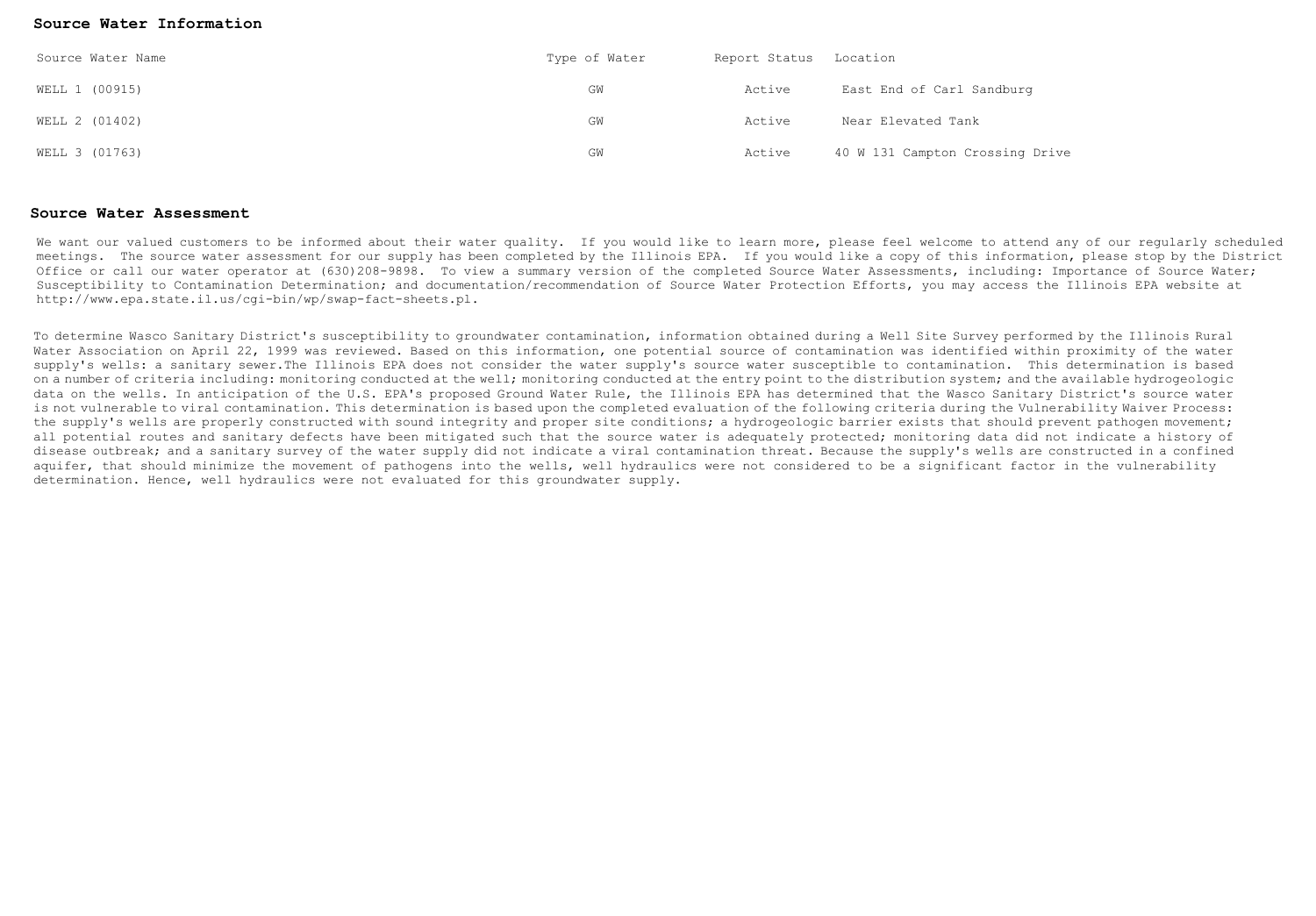## Source Water Information

| Source Water Name | Type of Water | Report Status | Location |
|---|---|---|---|
| WELL 1 (00915) | GW | Active | East End of Carl Sandburg |
| WELL 2 (01402) | GW | Active | Near Elevated Tank |
| WELL 3 (01763) | GW | Active | 40 W 131 Campton Crossing Drive |

## Source Water Assessment

We want our valued customers to be informed about their water quality. If you would like to learn more, please feel welcome to attend any of our regularly scheduled meetings. The source water assessment for our supply has been completed by the Illinois EPA. If you would like a copy of this information, please stop by the District Office or call our water operator at (630)208-9898. To view a summary version of the completed Source Water Assessments, including: Importance of Source Water; Susceptibility to Contamination Determination; and documentation/recommendation of Source Water Protection Efforts, you may access the Illinois EPA website at http://www.epa.state.il.us/cgi-bin/wp/swap-fact-sheets.pl.

To determine Wasco Sanitary District's susceptibility to groundwater contamination, information obtained during a Well Site Survey performed by the Illinois Rural Water Association on April 22, 1999 was reviewed. Based on this information, one potential source of contamination was identified within proximity of the water supply's wells: a sanitary sewer.The Illinois EPA does not consider the water supply's source water susceptible to contamination. This determination is based on a number of criteria including: monitoring conducted at the well; monitoring conducted at the entry point to the distribution system; and the available hydrogeologic data on the wells. In anticipation of the U.S. EPA's proposed Ground Water Rule, the Illinois EPA has determined that the Wasco Sanitary District's source water is not vulnerable to viral contamination. This determination is based upon the completed evaluation of the following criteria during the Vulnerability Waiver Process: the supply's wells are properly constructed with sound integrity and proper site conditions; a hydrogeologic barrier exists that should prevent pathogen movement; all potential routes and sanitary defects have been mitigated such that the source water is adequately protected; monitoring data did not indicate a history of disease outbreak; and a sanitary survey of the water supply did not indicate a viral contamination threat. Because the supply's wells are constructed in a confined aquifer, that should minimize the movement of pathogens into the wells, well hydraulics were not considered to be a significant factor in the vulnerability determination. Hence, well hydraulics were not evaluated for this groundwater supply.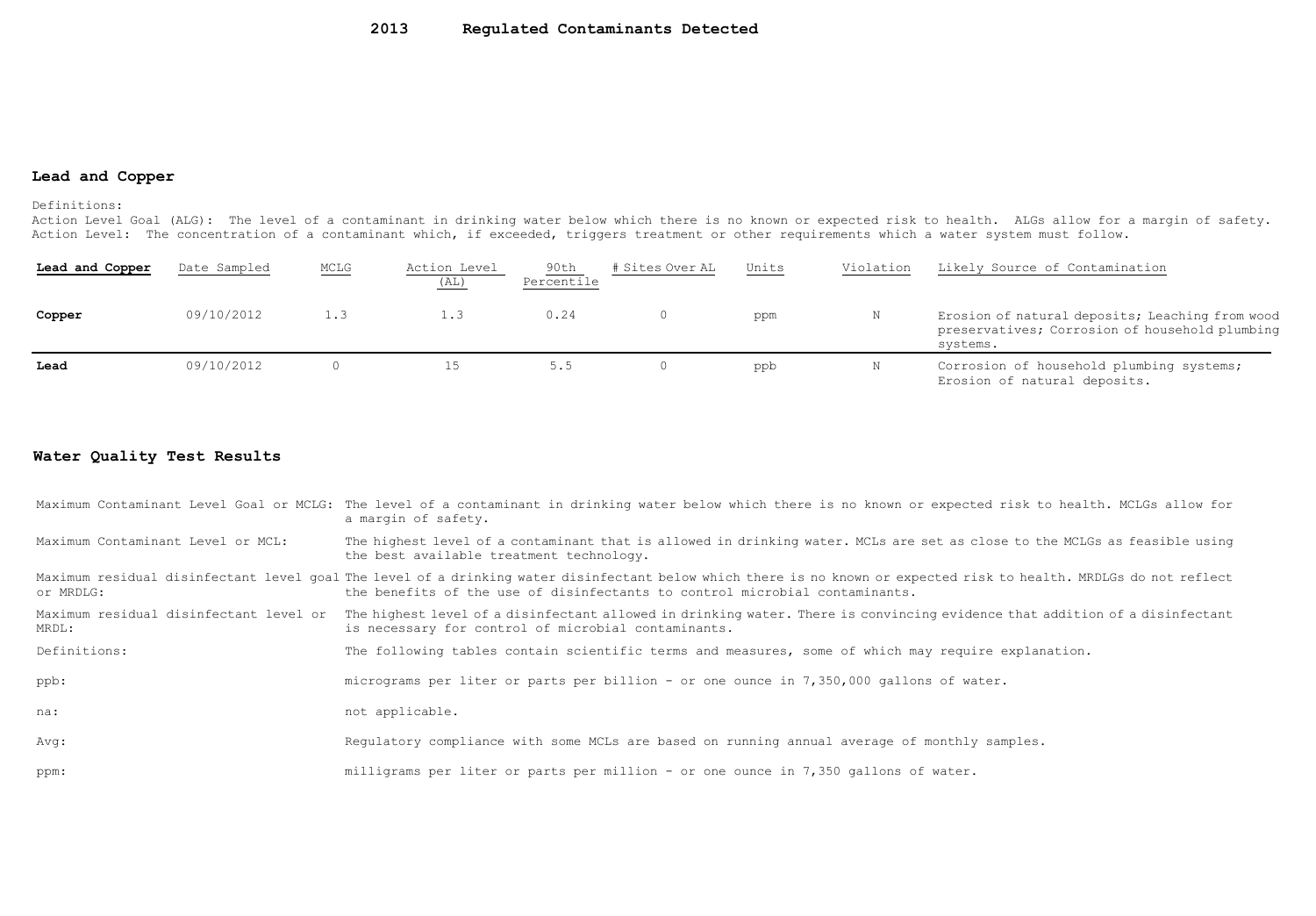# 2013 Regulated Contaminants Detected

## Lead and Copper

Definitions:
Action Level Goal (ALG): The level of a contaminant in drinking water below which there is no known or expected risk to health. ALGs allow for a margin of safety.
Action Level: The concentration of a contaminant which, if exceeded, triggers treatment or other requirements which a water system must follow.

| Lead and Copper | Date Sampled | MCLG | Action Level (AL) | 90th Percentile | # Sites Over AL | Units | Violation | Likely Source of Contamination |
|---|---|---|---|---|---|---|---|---|
| **Copper** | 09/10/2012 | 1.3 | 1.3 | 0.24 | 0 | ppm | N | Erosion of natural deposits; Leaching from wood preservatives; Corrosion of household plumbing systems. |
| **Lead** | 09/10/2012 | 0 | 15 | 5.5 | 0 | ppb | N | Corrosion of household plumbing systems; Erosion of natural deposits. |

## Water Quality Test Results

| | |
|---|---|
| Maximum Contaminant Level Goal or MCLG: | The level of a contaminant in drinking water below which there is no known or expected risk to health. MCLGs allow for a margin of safety. |
| Maximum Contaminant Level or MCL: | The highest level of a contaminant that is allowed in drinking water. MCLs are set as close to the MCLGs as feasible using the best available treatment technology. |
| Maximum residual disinfectant level goal or MRDLG: | The level of a drinking water disinfectant below which there is no known or expected risk to health. MRDLGs do not reflect the benefits of the use of disinfectants to control microbial contaminants. |
| Maximum residual disinfectant level or MRDL: | The highest level of a disinfectant allowed in drinking water. There is convincing evidence that addition of a disinfectant is necessary for control of microbial contaminants. |
| Definitions: | The following tables contain scientific terms and measures, some of which may require explanation. |
| ppb: | micrograms per liter or parts per billion - or one ounce in 7,350,000 gallons of water. |
| na: | not applicable. |
| Avg: | Regulatory compliance with some MCLs are based on running annual average of monthly samples. |
| ppm: | milligrams per liter or parts per million - or one ounce in 7,350 gallons of water. |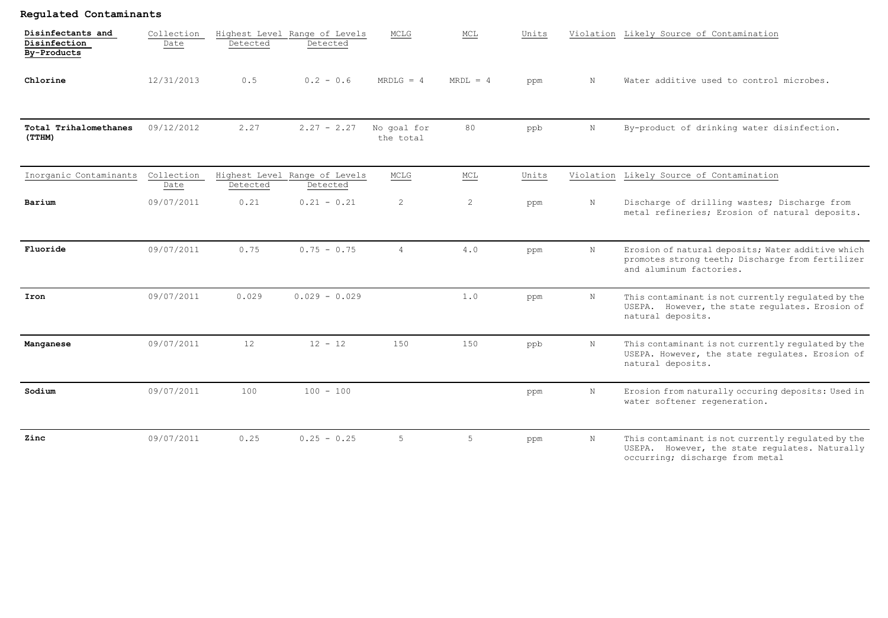**Regulated Contaminants**

| Disinfectants and Disinfection By-Products | Collection Date | Highest Level Detected | Range of Levels Detected | MCLG | MCL | Units | Violation | Likely Source of Contamination |
|---|---|---|---|---|---|---|---|---|
| **Chlorine** | 12/31/2013 | 0.5 | 0.2 - 0.6 | MRDLG = 4 | MRDL = 4 | ppm | N | Water additive used to control microbes. |
| **Total Trihalomethanes (TTHM)** | 09/12/2012 | 2.27 | 2.27 - 2.27 | No goal for the total | 80 | ppb | N | By-product of drinking water disinfection. |

| Inorganic Contaminants | Collection Date | Highest Level Detected | Range of Levels Detected | MCLG | MCL | Units | Violation | Likely Source of Contamination |
|---|---|---|---|---|---|---|---|---|
| **Barium** | 09/07/2011 | 0.21 | 0.21 - 0.21 | 2 | 2 | ppm | N | Discharge of drilling wastes; Discharge from metal refineries; Erosion of natural deposits. |
| **Fluoride** | 09/07/2011 | 0.75 | 0.75 - 0.75 | 4 | 4.0 | ppm | N | Erosion of natural deposits; Water additive which promotes strong teeth; Discharge from fertilizer and aluminum factories. |
| **Iron** | 09/07/2011 | 0.029 | 0.029 - 0.029 | | 1.0 | ppm | N | This contaminant is not currently regulated by the USEPA. However, the state regulates. Erosion of natural deposits. |
| **Manganese** | 09/07/2011 | 12 | 12 - 12 | 150 | 150 | ppb | N | This contaminant is not currently regulated by the USEPA. However, the state regulates. Erosion of natural deposits. |
| **Sodium** | 09/07/2011 | 100 | 100 - 100 | | | ppm | N | Erosion from naturally occuring deposits: Used in water softener regeneration. |
| **Zinc** | 09/07/2011 | 0.25 | 0.25 - 0.25 | 5 | 5 | ppm | N | This contaminant is not currently regulated by the USEPA. However, the state regulates. Naturally occurring; discharge from metal |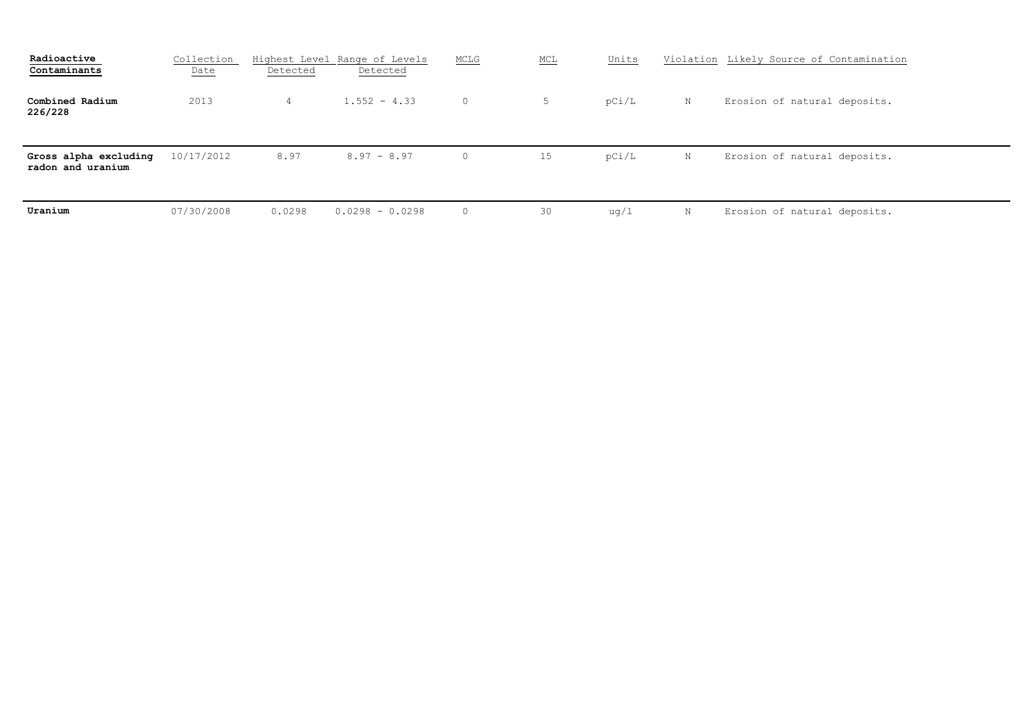| Radioactive Contaminants | Collection Date | Highest Level Detected | Range of Levels Detected | MCLG | MCL | Units | Violation | Likely Source of Contamination |
|---|---|---|---|---|---|---|---|---|
| **Combined Radium 226/228** | 2013 | 4 | 1.552 - 4.33 | 0 | 5 | pCi/L | N | Erosion of natural deposits. |
| **Gross alpha excluding radon and uranium** | 10/17/2012 | 8.97 | 8.97 - 8.97 | 0 | 15 | pCi/L | N | Erosion of natural deposits. |
| **Uranium** | 07/30/2008 | 0.0298 | 0.0298 - 0.0298 | 0 | 30 | ug/l | N | Erosion of natural deposits. |